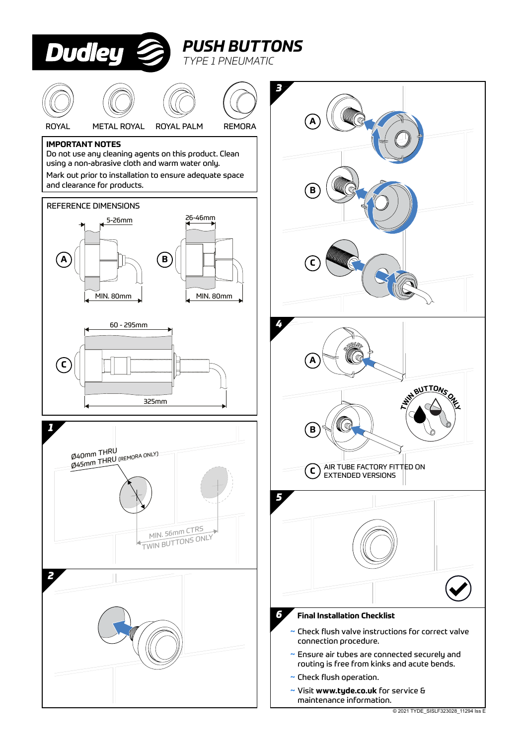# Dudley

## PUSH BUTTONS

*TYPE 1 PNEUMATIC*

ROYAL | METAL ROYAL | ROYAL PALM | REMORA

**IMPORTANT NOTES**

Do not use any cleaning agents on this product. Clean using a non-abrasive cloth and warm water only.

Mark out prior to installation to ensure adequate space and clearance for products.

REFERENCE DIMENSIONS

A: 5-26mm, MIN. 80mm

B: 26-46mm, MIN. 80mm

C: 60 - 295mm, 325mm

**1**

Ø40mm THRU
Ø45mm THRU (REMORA ONLY)

MIN. 56mm CTRS
TWIN BUTTONS ONLY

**2**

**3**

A

B

C

**4**

A

B

TWIN BUTTONS ONLY

C AIR TUBE FACTORY FITTED ON EXTENDED VERSIONS

**5**

**6** **Final Installation Checklist**

- Check flush valve instructions for correct valve connection procedure.
- Ensure air tubes are connected securely and routing is free from kinks and acute bends.
- Check flush operation.
- Visit **www.tyde.co.uk** for service & maintenance information.

© 2021 TYDE_SISLF323028_11294 Iss E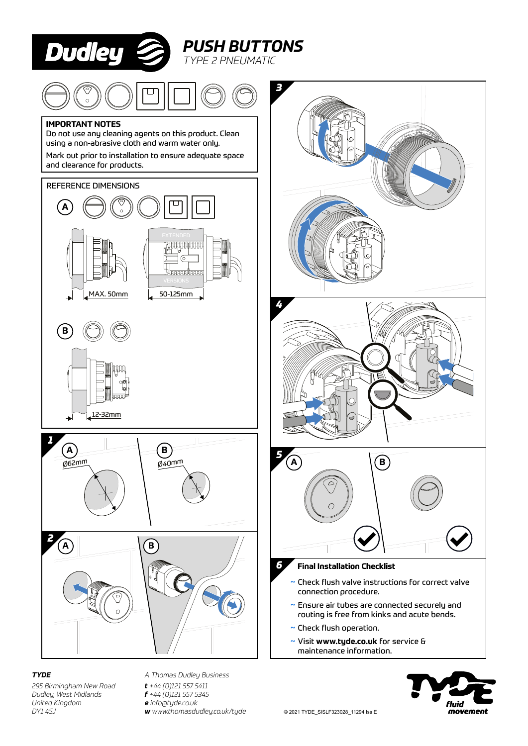# Dudley

## PUSH BUTTONS

*TYPE 2 PNEUMATIC*

**IMPORTANT NOTES**

Do not use any cleaning agents on this product. Clean using a non-abrasive cloth and warm water only.

Mark out prior to installation to ensure adequate space and clearance for products.

REFERENCE DIMENSIONS

A

MAX. 50mm

EXTENDED VERSIONS

50-125mm

B

12-32mm

**1**

A

Ø62mm

B

Ø40mm

**2**

A

B

**3**

**4**

**5**

A

B

**6**

**Final Installation Checklist**

- ~ Check flush valve instructions for correct valve connection procedure.
- ~ Ensure air tubes are connected securely and routing is free from kinks and acute bends.
- ~ Check flush operation.
- ~ Visit **www.tyde.co.uk** for service & maintenance information.

***TYDE***

*295 Birmingham New Road*
*Dudley, West Midlands*
*United Kingdom*
*DY1 4SJ*

*A Thomas Dudley Business*

***t*** *+44 (0)121 557 5411*
***f*** *+44 (0)121 557 5345*
***e*** *info@tyde.co.uk*
***w*** *www.thomasdudley.co.uk/tyde*

© 2021 TYDE_SISLF323028_11294 Iss E

TYDE *fluid movement*